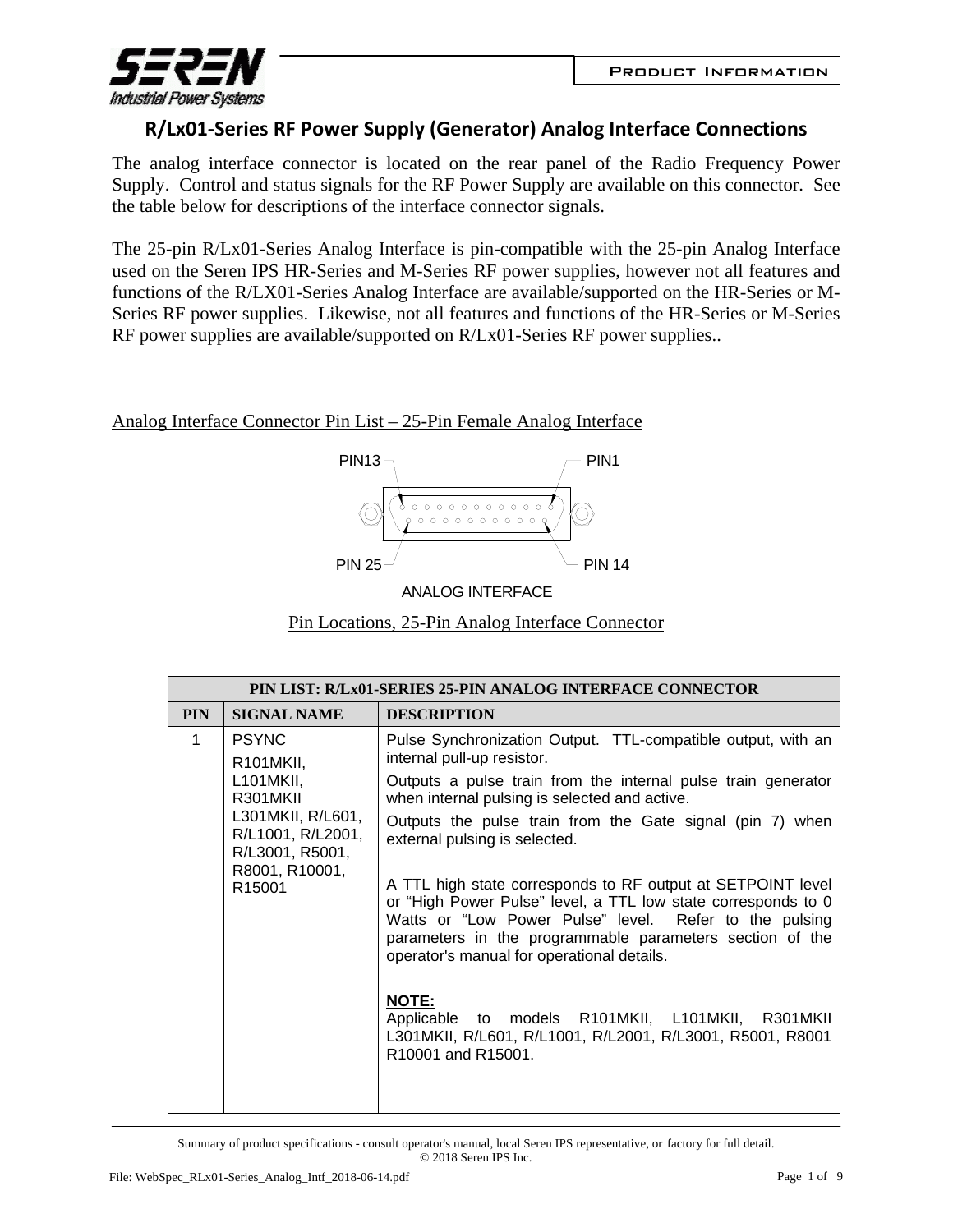Product Information

# R/Lx01-Series RF Power Supply (Generator) Analog Interface Connections

The analog interface connector is located on the rear panel of the Radio Frequency Power Supply. Control and status signals for the RF Power Supply are available on this connector. See the table below for descriptions of the interface connector signals.

The 25-pin R/Lx01-Series Analog Interface is pin-compatible with the 25-pin Analog Interface used on the Seren IPS HR-Series and M-Series RF power supplies, however not all features and functions of the R/LX01-Series Analog Interface are available/supported on the HR-Series or M-Series RF power supplies. Likewise, not all features and functions of the HR-Series or M-Series RF power supplies are available/supported on R/Lx01-Series RF power supplies..

Analog Interface Connector Pin List – 25-Pin Female Analog Interface

PIN13 PIN1

PIN 25 PIN 14

ANALOG INTERFACE

Pin Locations, 25-Pin Analog Interface Connector

| PIN LIST: R/Lx01-SERIES 25-PIN ANALOG INTERFACE CONNECTOR | | |
|---|---|---|
| **PIN** | **SIGNAL NAME** | **DESCRIPTION** |
| 1 | PSYNC<br>R101MKII, L101MKII, R301MKII L301MKII, R/L601, R/L1001, R/L2001, R/L3001, R5001, R8001, R10001, R15001 | Pulse Synchronization Output. TTL-compatible output, with an internal pull-up resistor.<br>Outputs a pulse train from the internal pulse train generator when internal pulsing is selected and active.<br>Outputs the pulse train from the Gate signal (pin 7) when external pulsing is selected.<br><br>A TTL high state corresponds to RF output at SETPOINT level or "High Power Pulse" level, a TTL low state corresponds to 0 Watts or "Low Power Pulse" level. Refer to the pulsing parameters in the programmable parameters section of the operator's manual for operational details.<br><br>**NOTE:**<br>Applicable to models R101MKII, L101MKII, R301MKII L301MKII, R/L601, R/L1001, R/L2001, R/L3001, R5001, R8001 R10001 and R15001. |

Summary of product specifications - consult operator's manual, local Seren IPS representative, or factory for full detail.
© 2018 Seren IPS Inc.

File: WebSpec_RLx01-Series_Analog_Intf_2018-06-14.pdf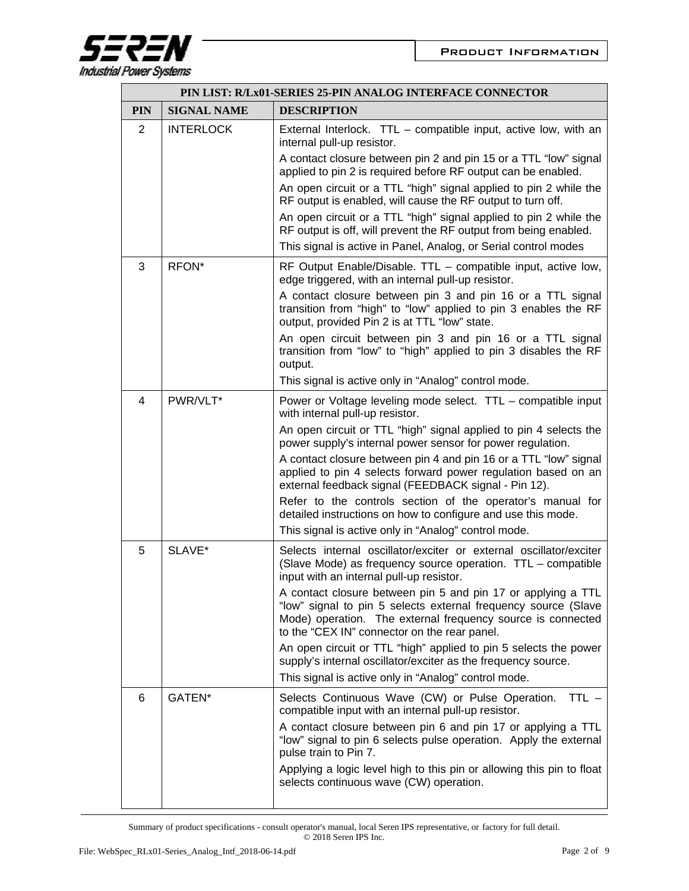| PIN LIST: R/Lx01-SERIES 25-PIN ANALOG INTERFACE CONNECTOR | | |
|---|---|---|
| **PIN** | **SIGNAL NAME** | **DESCRIPTION** |
| 2 | INTERLOCK | External Interlock. TTL – compatible input, active low, with an internal pull-up resistor.<br><br>A contact closure between pin 2 and pin 15 or a TTL "low" signal applied to pin 2 is required before RF output can be enabled.<br><br>An open circuit or a TTL "high" signal applied to pin 2 while the RF output is enabled, will cause the RF output to turn off.<br><br>An open circuit or a TTL "high" signal applied to pin 2 while the RF output is off, will prevent the RF output from being enabled.<br><br>This signal is active in Panel, Analog, or Serial control modes |
| 3 | RFON* | RF Output Enable/Disable. TTL – compatible input, active low, edge triggered, with an internal pull-up resistor.<br><br>A contact closure between pin 3 and pin 16 or a TTL signal transition from "high" to "low" applied to pin 3 enables the RF output, provided Pin 2 is at TTL "low" state.<br><br>An open circuit between pin 3 and pin 16 or a TTL signal transition from "low" to "high" applied to pin 3 disables the RF output.<br><br>This signal is active only in "Analog" control mode. |
| 4 | PWR/VLT* | Power or Voltage leveling mode select. TTL – compatible input with internal pull-up resistor.<br><br>An open circuit or TTL "high" signal applied to pin 4 selects the power supply's internal power sensor for power regulation.<br><br>A contact closure between pin 4 and pin 16 or a TTL "low" signal applied to pin 4 selects forward power regulation based on an external feedback signal (FEEDBACK signal - Pin 12).<br><br>Refer to the controls section of the operator's manual for detailed instructions on how to configure and use this mode.<br><br>This signal is active only in "Analog" control mode. |
| 5 | SLAVE* | Selects internal oscillator/exciter or external oscillator/exciter (Slave Mode) as frequency source operation. TTL – compatible input with an internal pull-up resistor.<br><br>A contact closure between pin 5 and pin 17 or applying a TTL "low" signal to pin 5 selects external frequency source (Slave Mode) operation. The external frequency source is connected to the "CEX IN" connector on the rear panel.<br><br>An open circuit or TTL "high" applied to pin 5 selects the power supply's internal oscillator/exciter as the frequency source.<br><br>This signal is active only in "Analog" control mode. |
| 6 | GATEN* | Selects Continuous Wave (CW) or Pulse Operation. TTL – compatible input with an internal pull-up resistor.<br><br>A contact closure between pin 6 and pin 17 or applying a TTL "low" signal to pin 6 selects pulse operation. Apply the external pulse train to Pin 7.<br><br>Applying a logic level high to this pin or allowing this pin to float selects continuous wave (CW) operation. |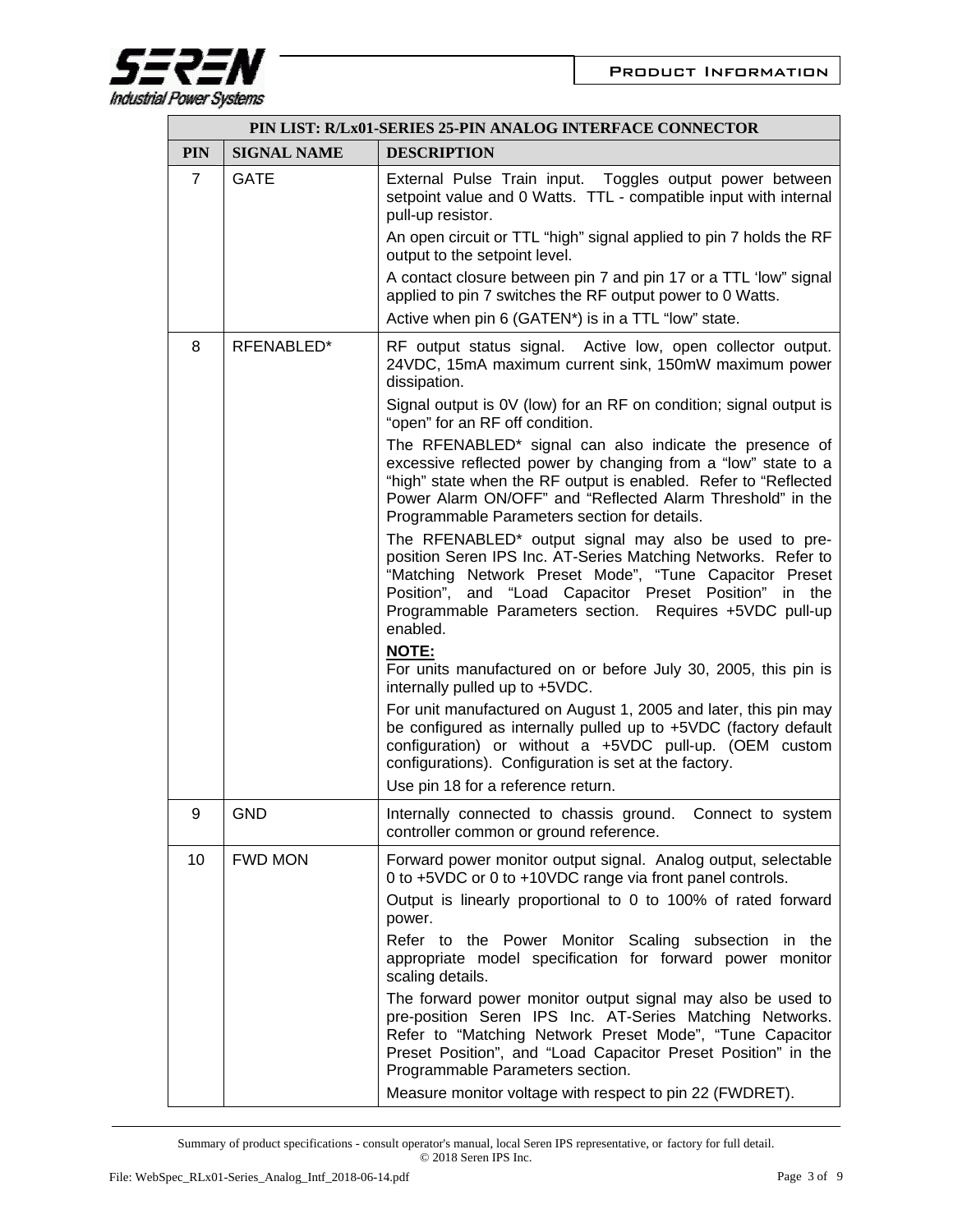| PIN LIST: R/Lx01-SERIES 25-PIN ANALOG INTERFACE CONNECTOR | | |
|---|---|---|
| **PIN** | **SIGNAL NAME** | **DESCRIPTION** |
| 7 | GATE | External Pulse Train input. Toggles output power between setpoint value and 0 Watts. TTL - compatible input with internal pull-up resistor.<br><br>An open circuit or TTL "high" signal applied to pin 7 holds the RF output to the setpoint level.<br><br>A contact closure between pin 7 and pin 17 or a TTL 'low" signal applied to pin 7 switches the RF output power to 0 Watts.<br><br>Active when pin 6 (GATEN*) is in a TTL "low" state. |
| 8 | RFENABLED* | RF output status signal. Active low, open collector output. 24VDC, 15mA maximum current sink, 150mW maximum power dissipation.<br><br>Signal output is 0V (low) for an RF on condition; signal output is "open" for an RF off condition.<br><br>The RFENABLED* signal can also indicate the presence of excessive reflected power by changing from a "low" state to a "high" state when the RF output is enabled. Refer to "Reflected Power Alarm ON/OFF" and "Reflected Alarm Threshold" in the Programmable Parameters section for details.<br><br>The RFENABLED* output signal may also be used to pre-position Seren IPS Inc. AT-Series Matching Networks. Refer to "Matching Network Preset Mode", "Tune Capacitor Preset Position", and "Load Capacitor Preset Position" in the Programmable Parameters section. Requires +5VDC pull-up enabled.<br><br>**NOTE:**<br>For units manufactured on or before July 30, 2005, this pin is internally pulled up to +5VDC.<br><br>For unit manufactured on August 1, 2005 and later, this pin may be configured as internally pulled up to +5VDC (factory default configuration) or without a +5VDC pull-up. (OEM custom configurations). Configuration is set at the factory.<br><br>Use pin 18 for a reference return. |
| 9 | GND | Internally connected to chassis ground. Connect to system controller common or ground reference. |
| 10 | FWD MON | Forward power monitor output signal. Analog output, selectable 0 to +5VDC or 0 to +10VDC range via front panel controls.<br><br>Output is linearly proportional to 0 to 100% of rated forward power.<br><br>Refer to the Power Monitor Scaling subsection in the appropriate model specification for forward power monitor scaling details.<br><br>The forward power monitor output signal may also be used to pre-position Seren IPS Inc. AT-Series Matching Networks. Refer to "Matching Network Preset Mode", "Tune Capacitor Preset Position", and "Load Capacitor Preset Position" in the Programmable Parameters section.<br><br>Measure monitor voltage with respect to pin 22 (FWDRET). |

Summary of product specifications - consult operator's manual, local Seren IPS representative, or factory for full detail.
© 2018 Seren IPS Inc.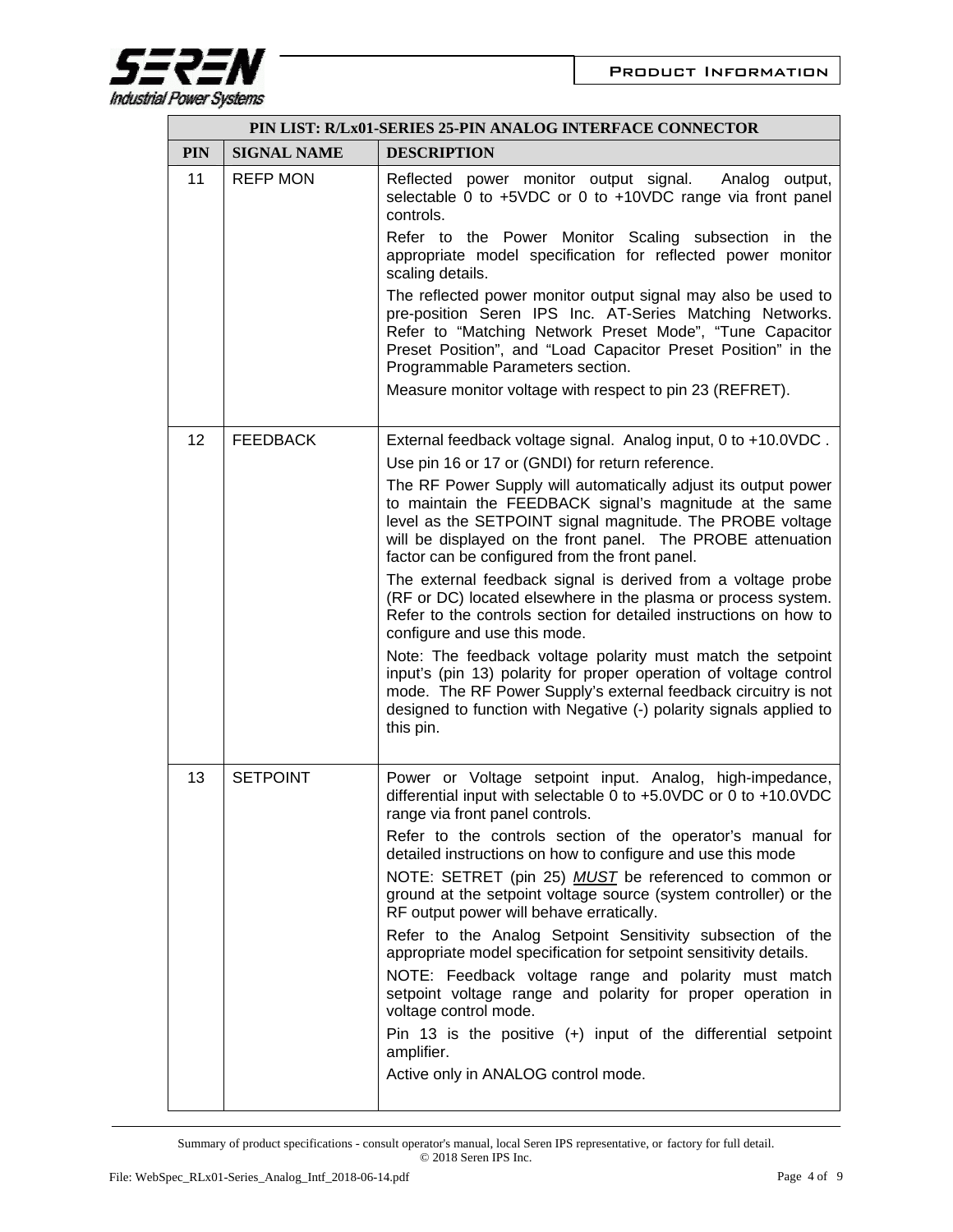| PIN LIST: R/Lx01-SERIES 25-PIN ANALOG INTERFACE CONNECTOR | | |
|---|---|---|
| **PIN** | **SIGNAL NAME** | **DESCRIPTION** |
| 11 | REFP MON | Reflected power monitor output signal. Analog output, selectable 0 to +5VDC or 0 to +10VDC range via front panel controls.<br><br>Refer to the Power Monitor Scaling subsection in the appropriate model specification for reflected power monitor scaling details.<br><br>The reflected power monitor output signal may also be used to pre-position Seren IPS Inc. AT-Series Matching Networks. Refer to “Matching Network Preset Mode”, “Tune Capacitor Preset Position”, and “Load Capacitor Preset Position” in the Programmable Parameters section.<br><br>Measure monitor voltage with respect to pin 23 (REFRET). |
| 12 | FEEDBACK | External feedback voltage signal. Analog input, 0 to +10.0VDC .<br><br>Use pin 16 or 17 or (GNDI) for return reference.<br><br>The RF Power Supply will automatically adjust its output power to maintain the FEEDBACK signal’s magnitude at the same level as the SETPOINT signal magnitude. The PROBE voltage will be displayed on the front panel. The PROBE attenuation factor can be configured from the front panel.<br><br>The external feedback signal is derived from a voltage probe (RF or DC) located elsewhere in the plasma or process system. Refer to the controls section for detailed instructions on how to configure and use this mode.<br><br>Note: The feedback voltage polarity must match the setpoint input’s (pin 13) polarity for proper operation of voltage control mode. The RF Power Supply’s external feedback circuitry is not designed to function with Negative (-) polarity signals applied to this pin. |
| 13 | SETPOINT | Power or Voltage setpoint input. Analog, high-impedance, differential input with selectable 0 to +5.0VDC or 0 to +10.0VDC range via front panel controls.<br><br>Refer to the controls section of the operator’s manual for detailed instructions on how to configure and use this mode<br><br>NOTE: SETRET (pin 25) ***MUST*** be referenced to common or ground at the setpoint voltage source (system controller) or the RF output power will behave erratically.<br><br>Refer to the Analog Setpoint Sensitivity subsection of the appropriate model specification for setpoint sensitivity details.<br><br>NOTE: Feedback voltage range and polarity must match setpoint voltage range and polarity for proper operation in voltage control mode.<br><br>Pin 13 is the positive (+) input of the differential setpoint amplifier.<br><br>Active only in ANALOG control mode. |

Summary of product specifications - consult operator's manual, local Seren IPS representative, or factory for full detail.
© 2018 Seren IPS Inc.

File: WebSpec_RLx01-Series_Analog_Intf_2018-06-14.pdf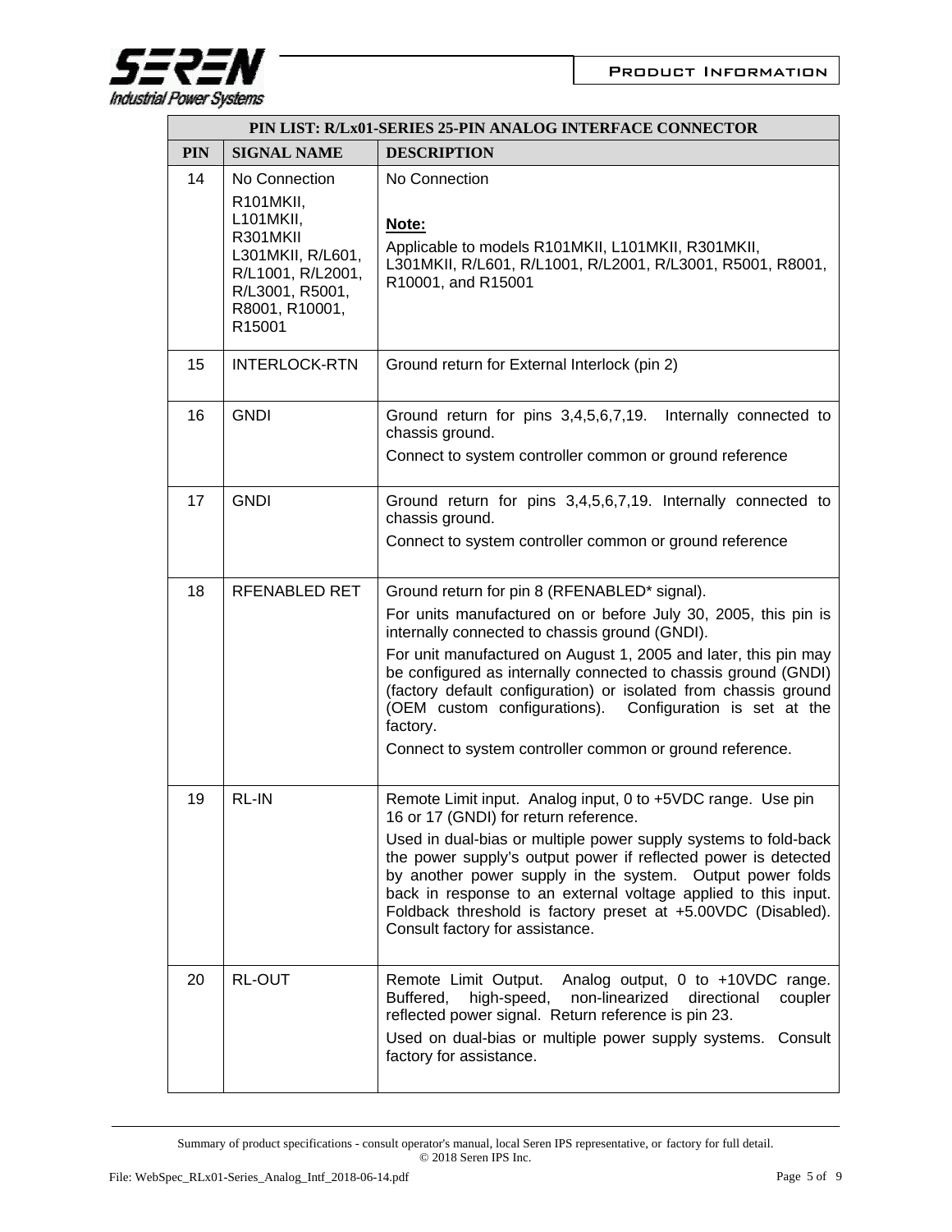| PIN LIST: R/Lx01-SERIES 25-PIN ANALOG INTERFACE CONNECTOR | | |
|---|---|---|
| **PIN** | **SIGNAL NAME** | **DESCRIPTION** |
| 14 | No Connection<br>R101MKII, L101MKII, R301MKII L301MKII, R/L601, R/L1001, R/L2001, R/L3001, R5001, R8001, R10001, R15001 | No Connection<br>**Note:**<br>Applicable to models R101MKII, L101MKII, R301MKII, L301MKII, R/L601, R/L1001, R/L2001, R/L3001, R5001, R8001, R10001, and R15001 |
| 15 | INTERLOCK-RTN | Ground return for External Interlock (pin 2) |
| 16 | GNDI | Ground return for pins 3,4,5,6,7,19. Internally connected to chassis ground.<br>Connect to system controller common or ground reference |
| 17 | GNDI | Ground return for pins 3,4,5,6,7,19. Internally connected to chassis ground.<br>Connect to system controller common or ground reference |
| 18 | RFENABLED RET | Ground return for pin 8 (RFENABLED* signal).<br>For units manufactured on or before July 30, 2005, this pin is internally connected to chassis ground (GNDI).<br>For unit manufactured on August 1, 2005 and later, this pin may be configured as internally connected to chassis ground (GNDI) (factory default configuration) or isolated from chassis ground (OEM custom configurations). Configuration is set at the factory.<br>Connect to system controller common or ground reference. |
| 19 | RL-IN | Remote Limit input. Analog input, 0 to +5VDC range. Use pin 16 or 17 (GNDI) for return reference.<br>Used in dual-bias or multiple power supply systems to fold-back the power supply's output power if reflected power is detected by another power supply in the system. Output power folds back in response to an external voltage applied to this input. Foldback threshold is factory preset at +5.00VDC (Disabled). Consult factory for assistance. |
| 20 | RL-OUT | Remote Limit Output. Analog output, 0 to +10VDC range. Buffered, high-speed, non-linearized directional coupler reflected power signal. Return reference is pin 23.<br>Used on dual-bias or multiple power supply systems. Consult factory for assistance. |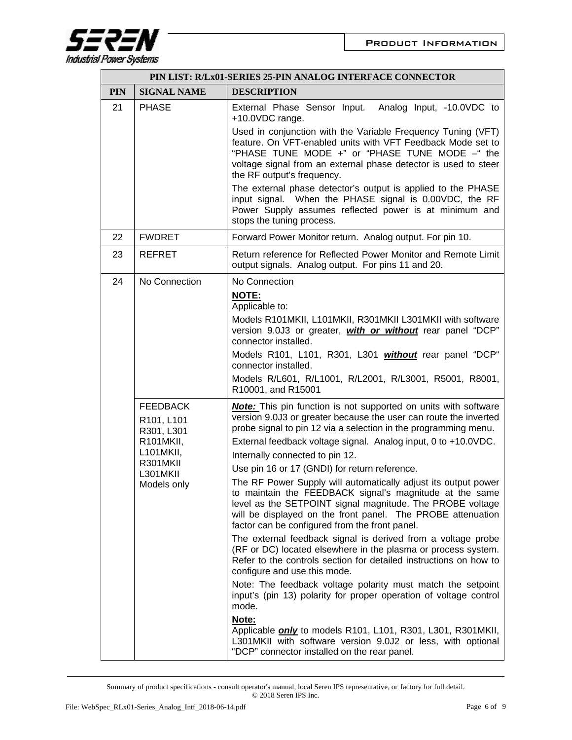| PIN LIST: R/Lx01-SERIES 25-PIN ANALOG INTERFACE CONNECTOR | | |
|---|---|---|
| **PIN** | **SIGNAL NAME** | **DESCRIPTION** |
| 21 | PHASE | External Phase Sensor Input. Analog Input, -10.0VDC to +10.0VDC range.<br><br>Used in conjunction with the Variable Frequency Tuning (VFT) feature. On VFT-enabled units with VFT Feedback Mode set to "PHASE TUNE MODE +" or "PHASE TUNE MODE –" the voltage signal from an external phase detector is used to steer the RF output's frequency.<br><br>The external phase detector's output is applied to the PHASE input signal. When the PHASE signal is 0.00VDC, the RF Power Supply assumes reflected power is at minimum and stops the tuning process. |
| 22 | FWDRET | Forward Power Monitor return. Analog output. For pin 10. |
| 23 | REFRET | Return reference for Reflected Power Monitor and Remote Limit output signals. Analog output. For pins 11 and 20. |
| 24 | No Connection | No Connection<br><br>**NOTE:**<br>Applicable to:<br><br>Models R101MKII, L101MKII, R301MKII L301MKII with software version 9.0J3 or greater, ***with or without*** rear panel "DCP" connector installed.<br><br>Models R101, L101, R301, L301 ***without*** rear panel "DCP" connector installed.<br><br>Models R/L601, R/L1001, R/L2001, R/L3001, R5001, R8001, R10001, and R15001 |
| | FEEDBACK<br>R101, L101<br>R301, L301<br>R101MKII,<br>L101MKII,<br>R301MKII<br>L301MKII<br>Models only | ***Note:*** This pin function is not supported on units with software version 9.0J3 or greater because the user can route the inverted probe signal to pin 12 via a selection in the programming menu.<br><br>External feedback voltage signal. Analog input, 0 to +10.0VDC.<br><br>Internally connected to pin 12.<br><br>Use pin 16 or 17 (GNDI) for return reference.<br><br>The RF Power Supply will automatically adjust its output power to maintain the FEEDBACK signal's magnitude at the same level as the SETPOINT signal magnitude. The PROBE voltage will be displayed on the front panel. The PROBE attenuation factor can be configured from the front panel.<br><br>The external feedback signal is derived from a voltage probe (RF or DC) located elsewhere in the plasma or process system. Refer to the controls section for detailed instructions on how to configure and use this mode.<br><br>Note: The feedback voltage polarity must match the setpoint input's (pin 13) polarity for proper operation of voltage control mode.<br><br>**Note:**<br>Applicable ***only*** to models R101, L101, R301, L301, R301MKII, L301MKII with software version 9.0J2 or less, with optional "DCP" connector installed on the rear panel. |

Summary of product specifications - consult operator's manual, local Seren IPS representative, or factory for full detail.
© 2018 Seren IPS Inc.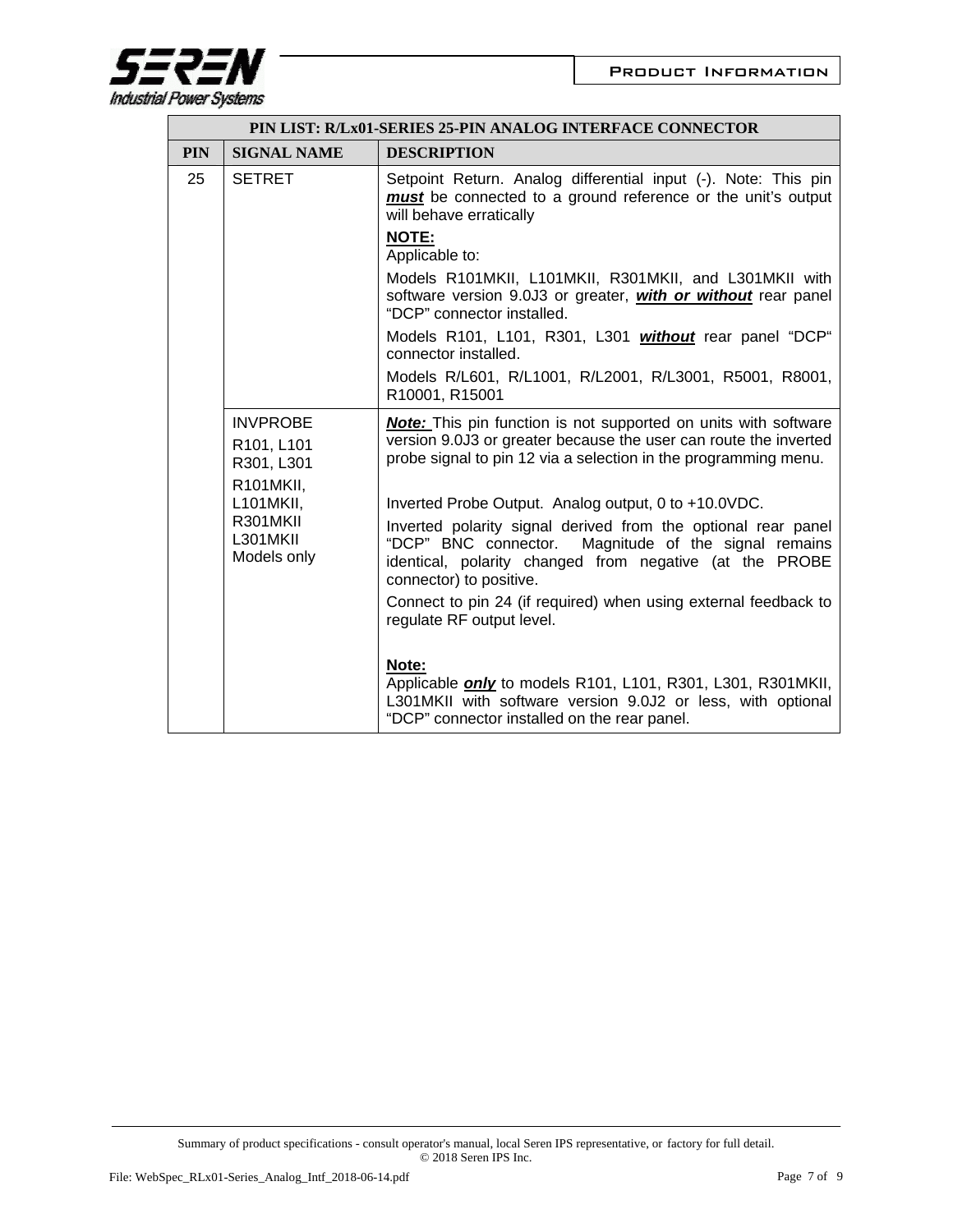| PIN LIST: R/Lx01-SERIES 25-PIN ANALOG INTERFACE CONNECTOR | | |
|---|---|---|
| **PIN** | **SIGNAL NAME** | **DESCRIPTION** |
| 25 | SETRET | Setpoint Return. Analog differential input (-). Note: This pin ***must*** be connected to a ground reference or the unit's output will behave erratically<br>**NOTE:**<br>Applicable to:<br>Models R101MKII, L101MKII, R301MKII, and L301MKII with software version 9.0J3 or greater, ***with or without*** rear panel "DCP" connector installed.<br>Models R101, L101, R301, L301 ***without*** rear panel "DCP" connector installed.<br>Models R/L601, R/L1001, R/L2001, R/L3001, R5001, R8001, R10001, R15001 |
| | INVPROBE<br>R101, L101<br>R301, L301<br>R101MKII, L101MKII, R301MKII L301MKII Models only | ***Note:*** This pin function is not supported on units with software version 9.0J3 or greater because the user can route the inverted probe signal to pin 12 via a selection in the programming menu.<br>Inverted Probe Output. Analog output, 0 to +10.0VDC.<br>Inverted polarity signal derived from the optional rear panel "DCP" BNC connector. Magnitude of the signal remains identical, polarity changed from negative (at the PROBE connector) to positive.<br>Connect to pin 24 (if required) when using external feedback to regulate RF output level.<br>**Note:**<br>Applicable ***only*** to models R101, L101, R301, L301, R301MKII, L301MKII with software version 9.0J2 or less, with optional "DCP" connector installed on the rear panel. |

Summary of product specifications - consult operator's manual, local Seren IPS representative, or factory for full detail.
© 2018 Seren IPS Inc.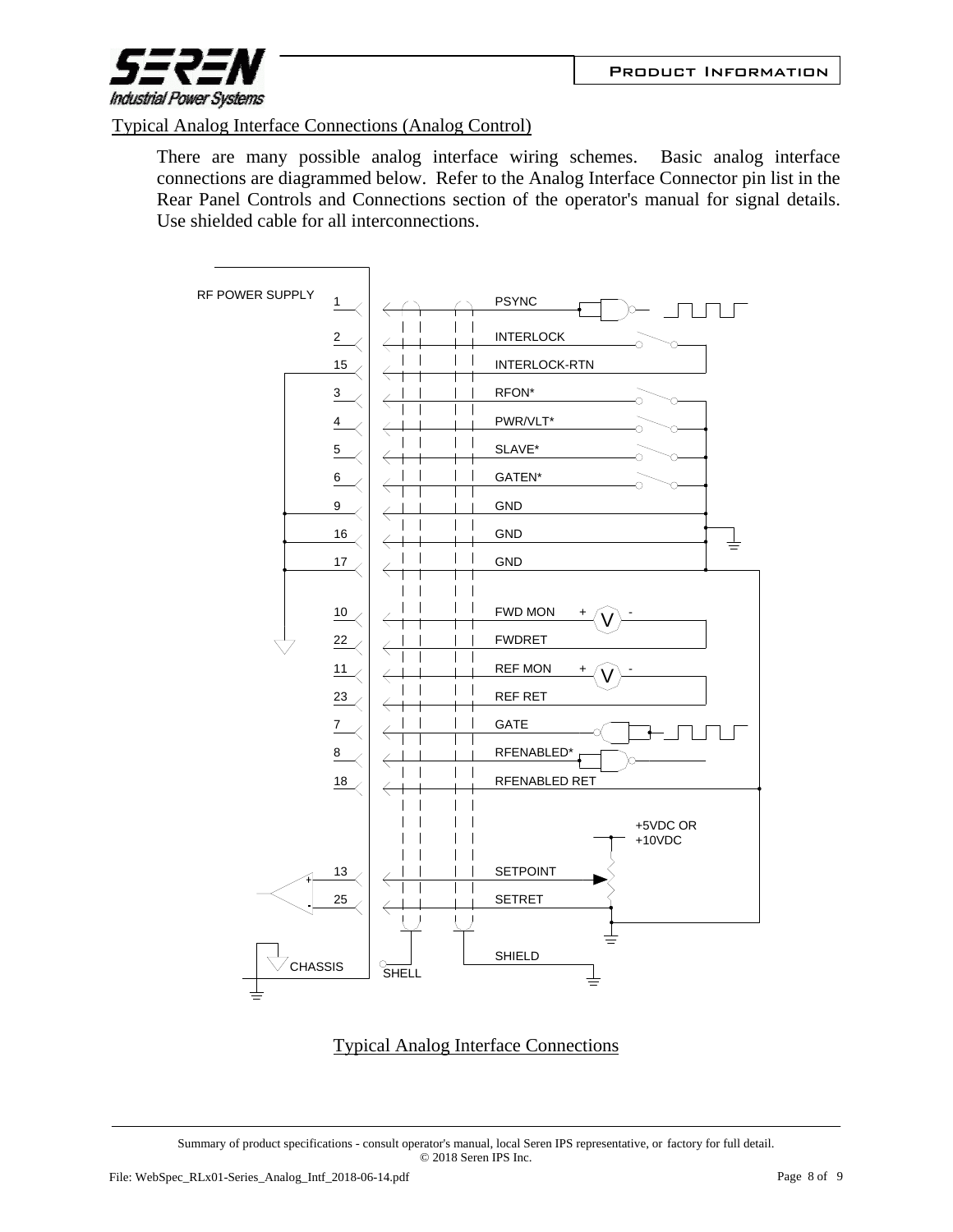## Typical Analog Interface Connections (Analog Control)

There are many possible analog interface wiring schemes. Basic analog interface connections are diagrammed below. Refer to the Analog Interface Connector pin list in the Rear Panel Controls and Connections section of the operator's manual for signal details. Use shielded cable for all interconnections.

RF POWER SUPPLY

| Pin | Signal |
|---|---|
| 1 | PSYNC |
| 2 | INTERLOCK |
| 15 | INTERLOCK-RTN |
| 3 | RFON* |
| 4 | PWR/VLT* |
| 5 | SLAVE* |
| 6 | GATEN* |
| 9 | GND |
| 16 | GND |
| 17 | GND |
| 10 | FWD MON |
| 22 | FWDRET |
| 11 | REF MON |
| 23 | REF RET |
| 7 | GATE |
| 8 | RFENABLED* |
| 18 | RFENABLED RET |
| 13 | SETPOINT |
| 25 | SETRET |
| CHASSIS / SHELL | SHIELD |

+5VDC OR +10VDC

Typical Analog Interface Connections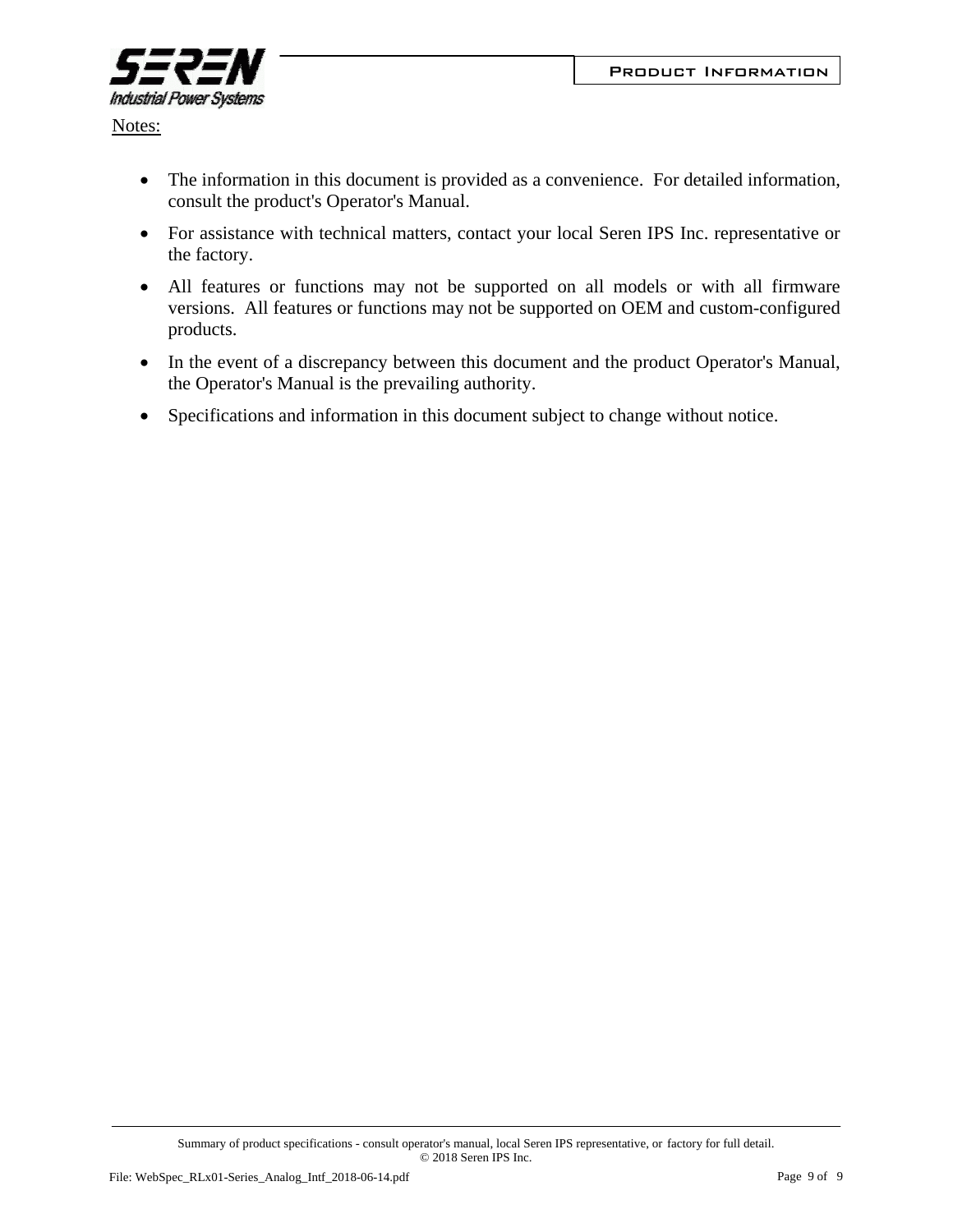Notes:

- The information in this document is provided as a convenience. For detailed information, consult the product's Operator's Manual.
- For assistance with technical matters, contact your local Seren IPS Inc. representative or the factory.
- All features or functions may not be supported on all models or with all firmware versions. All features or functions may not be supported on OEM and custom-configured products.
- In the event of a discrepancy between this document and the product Operator's Manual, the Operator's Manual is the prevailing authority.
- Specifications and information in this document subject to change without notice.